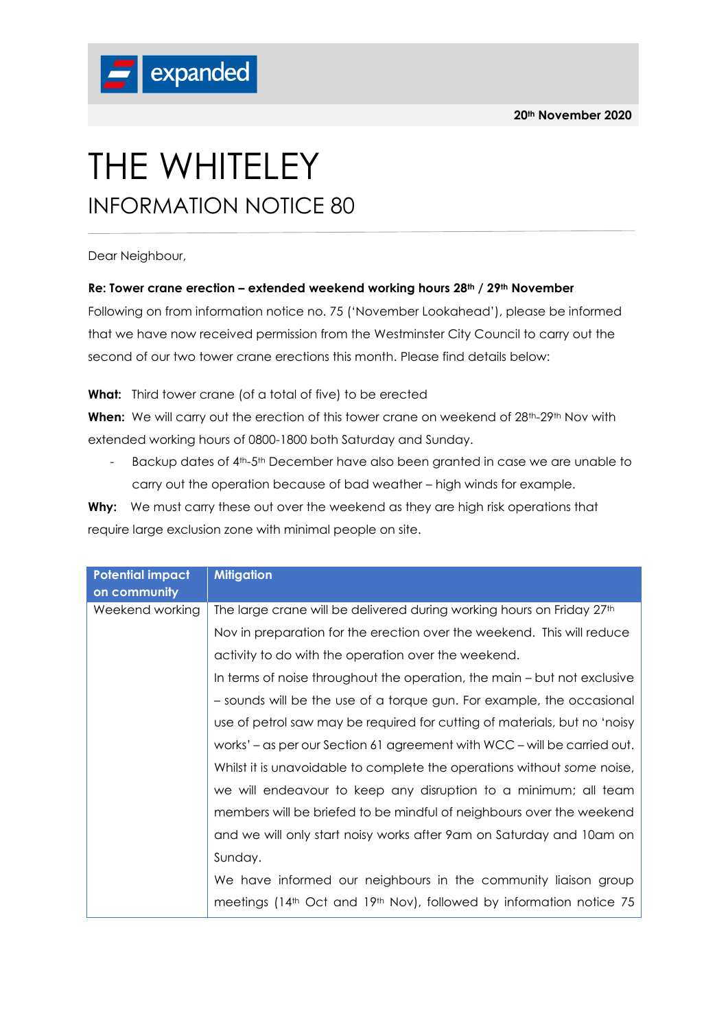expanded

**20th November 2020**

# THE WHITELEY

## INFORMATION NOTICE 80

Dear Neighbour,

**Re: Tower crane erection – extended weekend working hours 28th / 29th November**

Following on from information notice no. 75 ('November Lookahead'), please be informed that we have now received permission from the Westminster City Council to carry out the second of our two tower crane erections this month. Please find details below:

**What:** Third tower crane (of a total of five) to be erected

**When:** We will carry out the erection of this tower crane on weekend of 28th-29th Nov with extended working hours of 0800-1800 both Saturday and Sunday.

- Backup dates of 4th-5th December have also been granted in case we are unable to carry out the operation because of bad weather – high winds for example.

**Why:** We must carry these out over the weekend as they are high risk operations that require large exclusion zone with minimal people on site.

| Potential impact on community | Mitigation |
|---|---|
| Weekend working | The large crane will be delivered during working hours on Friday 27th Nov in preparation for the erection over the weekend. This will reduce activity to do with the operation over the weekend.<br>In terms of noise throughout the operation, the main – but not exclusive – sounds will be the use of a torque gun. For example, the occasional use of petrol saw may be required for cutting of materials, but no 'noisy works' – as per our Section 61 agreement with WCC – will be carried out. Whilst it is unavoidable to complete the operations without *some* noise, we will endeavour to keep any disruption to a minimum; all team members will be briefed to be mindful of neighbours over the weekend and we will only start noisy works after 9am on Saturday and 10am on Sunday.<br>We have informed our neighbours in the community liaison group meetings (14th Oct and 19th Nov), followed by information notice 75 |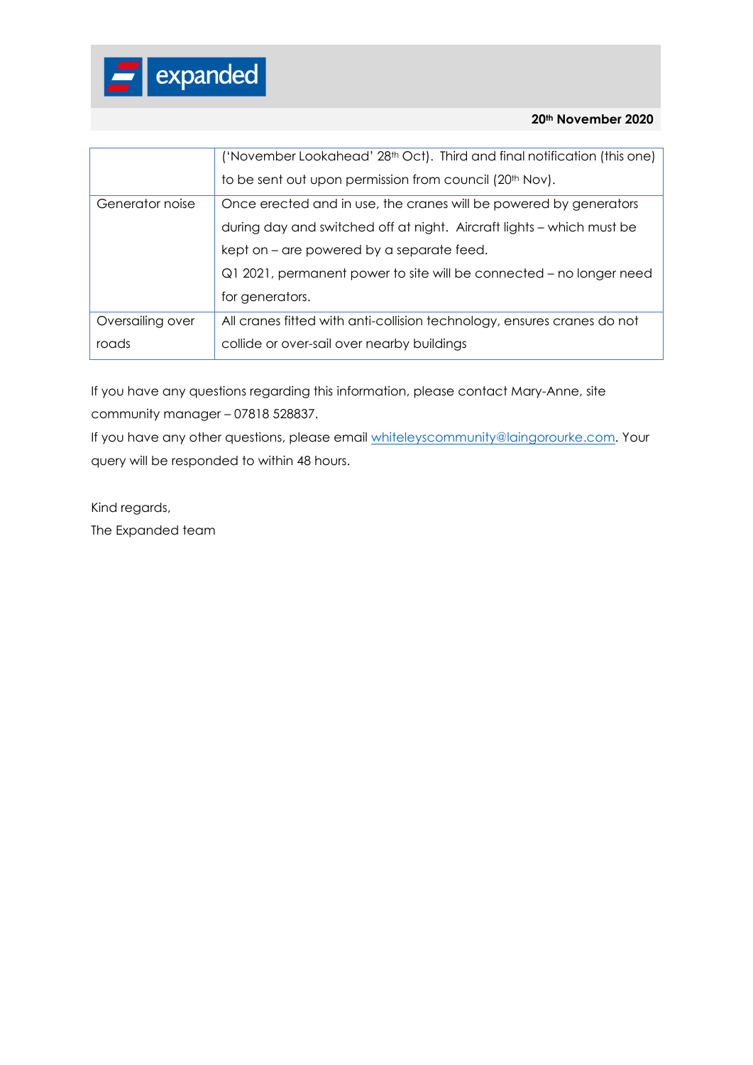| | |
|---|---|
| | ('November Lookahead' 28th Oct). Third and final notification (this one) to be sent out upon permission from council (20th Nov). |
| Generator noise | Once erected and in use, the cranes will be powered by generators during day and switched off at night. Aircraft lights – which must be kept on – are powered by a separate feed.<br>Q1 2021, permanent power to site will be connected – no longer need for generators. |
| Oversailing over roads | All cranes fitted with anti-collision technology, ensures cranes do not collide or over-sail over nearby buildings |

If you have any questions regarding this information, please contact Mary-Anne, site community manager – 07818 528837.

If you have any other questions, please email whiteleyscommunity@laingorourke.com. Your query will be responded to within 48 hours.

Kind regards,

The Expanded team